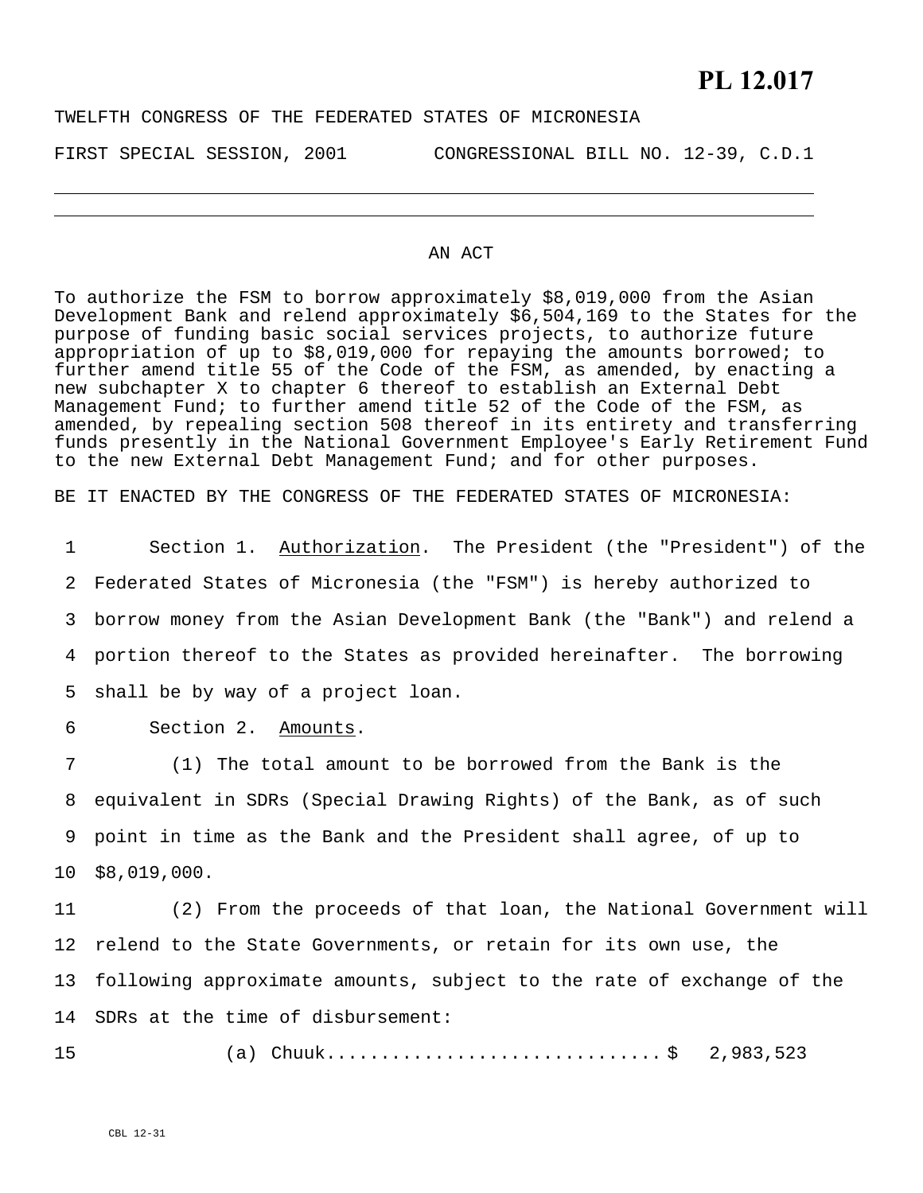# PL 12.017

TWELFTH CONGRESS OF THE FEDERATED STATES OF MICRONESIA

FIRST SPECIAL SESSION, 2001 CONGRESSIONAL BILL NO. 12-39, C.D.1

---

## AN ACT

To authorize the FSM to borrow approximately $8,019,000 from the Asian Development Bank and relend approximately $6,504,169 to the States for the purpose of funding basic social services projects, to authorize future appropriation of up to $8,019,000 for repaying the amounts borrowed; to further amend title 55 of the Code of the FSM, as amended, by enacting a new subchapter X to chapter 6 thereof to establish an External Debt Management Fund; to further amend title 52 of the Code of the FSM, as amended, by repealing section 508 thereof in its entirety and transferring funds presently in the National Government Employee's Early Retirement Fund to the new External Debt Management Fund; and for other purposes.

BE IT ENACTED BY THE CONGRESS OF THE FEDERATED STATES OF MICRONESIA:

Section 1. Authorization. The President (the "President") of the Federated States of Micronesia (the "FSM") is hereby authorized to borrow money from the Asian Development Bank (the "Bank") and relend a portion thereof to the States as provided hereinafter. The borrowing shall be by way of a project loan.

Section 2. Amounts.

(1) The total amount to be borrowed from the Bank is the equivalent in SDRs (Special Drawing Rights) of the Bank, as of such point in time as the Bank and the President shall agree, of up to $8,019,000.

(2) From the proceeds of that loan, the National Government will relend to the State Governments, or retain for its own use, the following approximate amounts, subject to the rate of exchange of the SDRs at the time of disbursement:

(a) Chuuk.............................. $ 2,983,523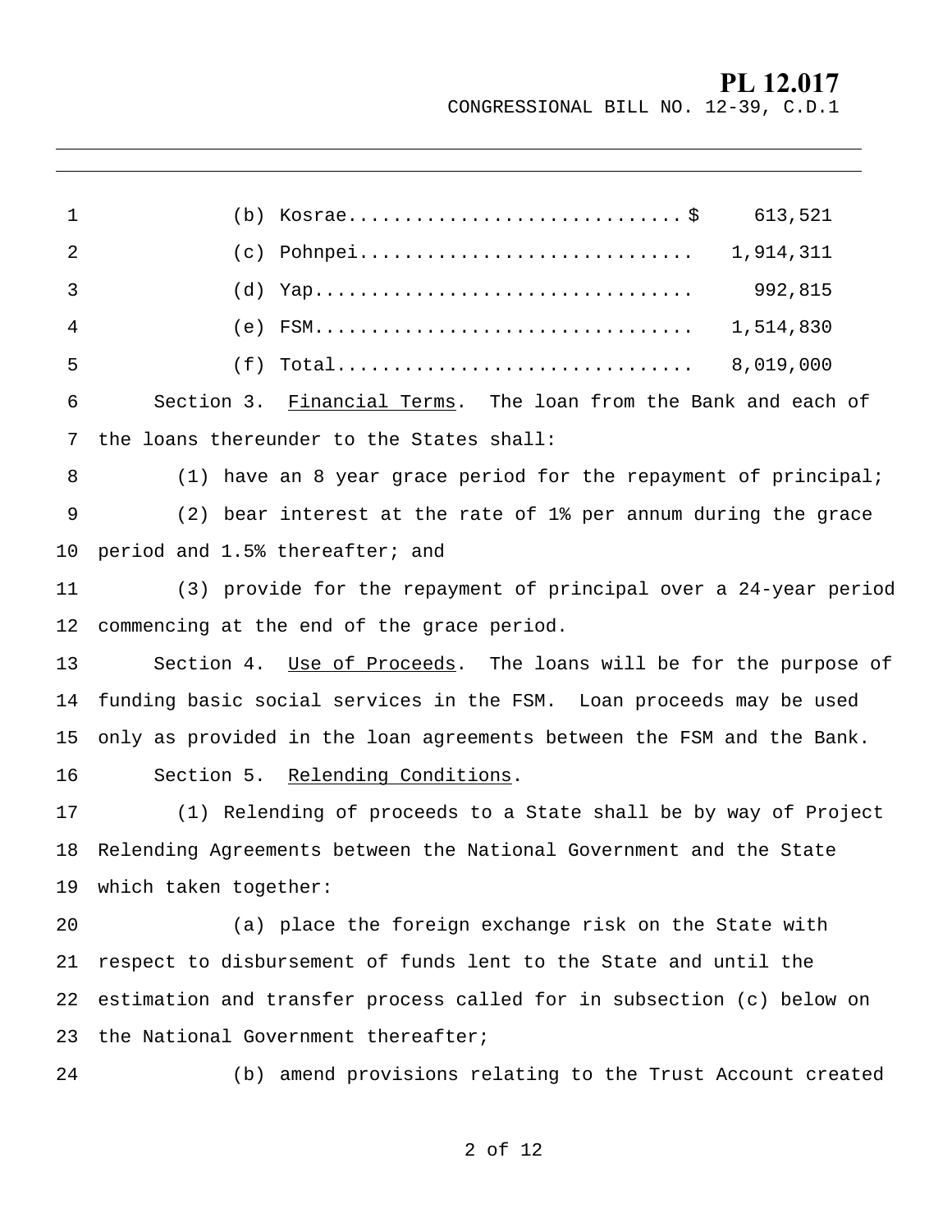(b) Kosrae..............................$ 613,521

(c) Pohnpei.............................. 1,914,311

(d) Yap.................................. 992,815

(e) FSM.................................. 1,514,830

(f) Total................................ 8,019,000

Section 3. Financial Terms. The loan from the Bank and each of the loans thereunder to the States shall:

(1) have an 8 year grace period for the repayment of principal;

(2) bear interest at the rate of 1% per annum during the grace period and 1.5% thereafter; and

(3) provide for the repayment of principal over a 24-year period commencing at the end of the grace period.

Section 4. Use of Proceeds. The loans will be for the purpose of funding basic social services in the FSM. Loan proceeds may be used only as provided in the loan agreements between the FSM and the Bank.

Section 5. Relending Conditions.

(1) Relending of proceeds to a State shall be by way of Project Relending Agreements between the National Government and the State which taken together:

(a) place the foreign exchange risk on the State with respect to disbursement of funds lent to the State and until the estimation and transfer process called for in subsection (c) below on the National Government thereafter;

(b) amend provisions relating to the Trust Account created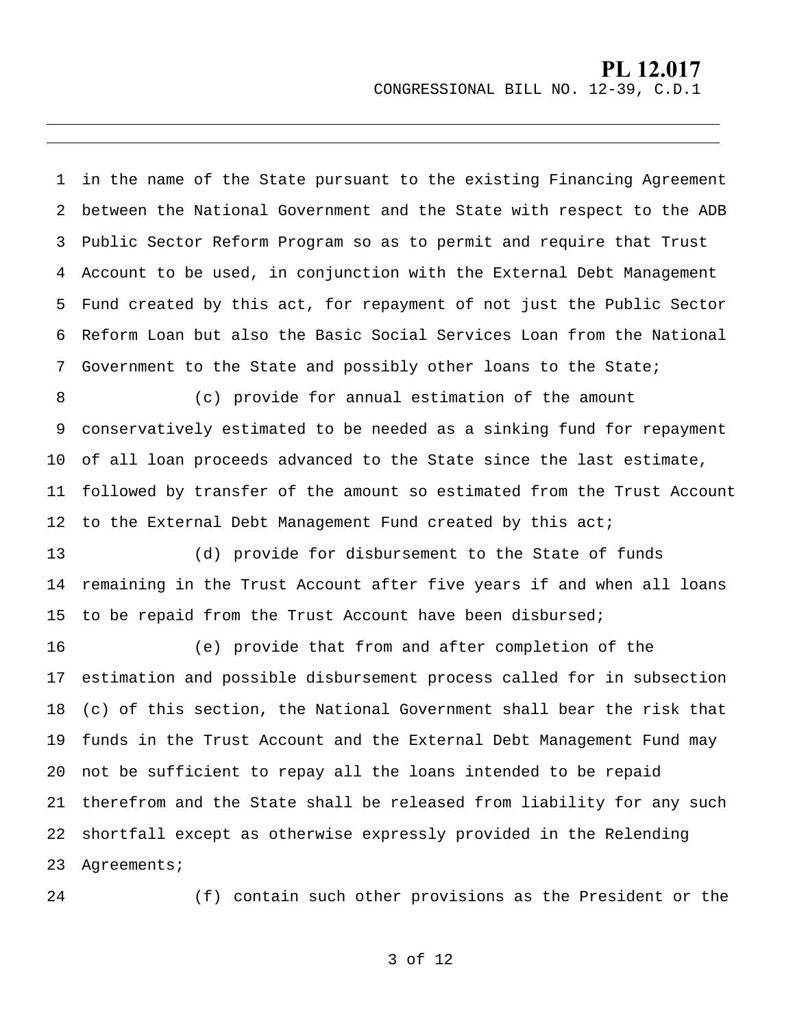in the name of the State pursuant to the existing Financing Agreement between the National Government and the State with respect to the ADB Public Sector Reform Program so as to permit and require that Trust Account to be used, in conjunction with the External Debt Management Fund created by this act, for repayment of not just the Public Sector Reform Loan but also the Basic Social Services Loan from the National Government to the State and possibly other loans to the State;

(c) provide for annual estimation of the amount conservatively estimated to be needed as a sinking fund for repayment of all loan proceeds advanced to the State since the last estimate, followed by transfer of the amount so estimated from the Trust Account to the External Debt Management Fund created by this act;

(d) provide for disbursement to the State of funds remaining in the Trust Account after five years if and when all loans to be repaid from the Trust Account have been disbursed;

(e) provide that from and after completion of the estimation and possible disbursement process called for in subsection (c) of this section, the National Government shall bear the risk that funds in the Trust Account and the External Debt Management Fund may not be sufficient to repay all the loans intended to be repaid therefrom and the State shall be released from liability for any such shortfall except as otherwise expressly provided in the Relending Agreements;

(f) contain such other provisions as the President or the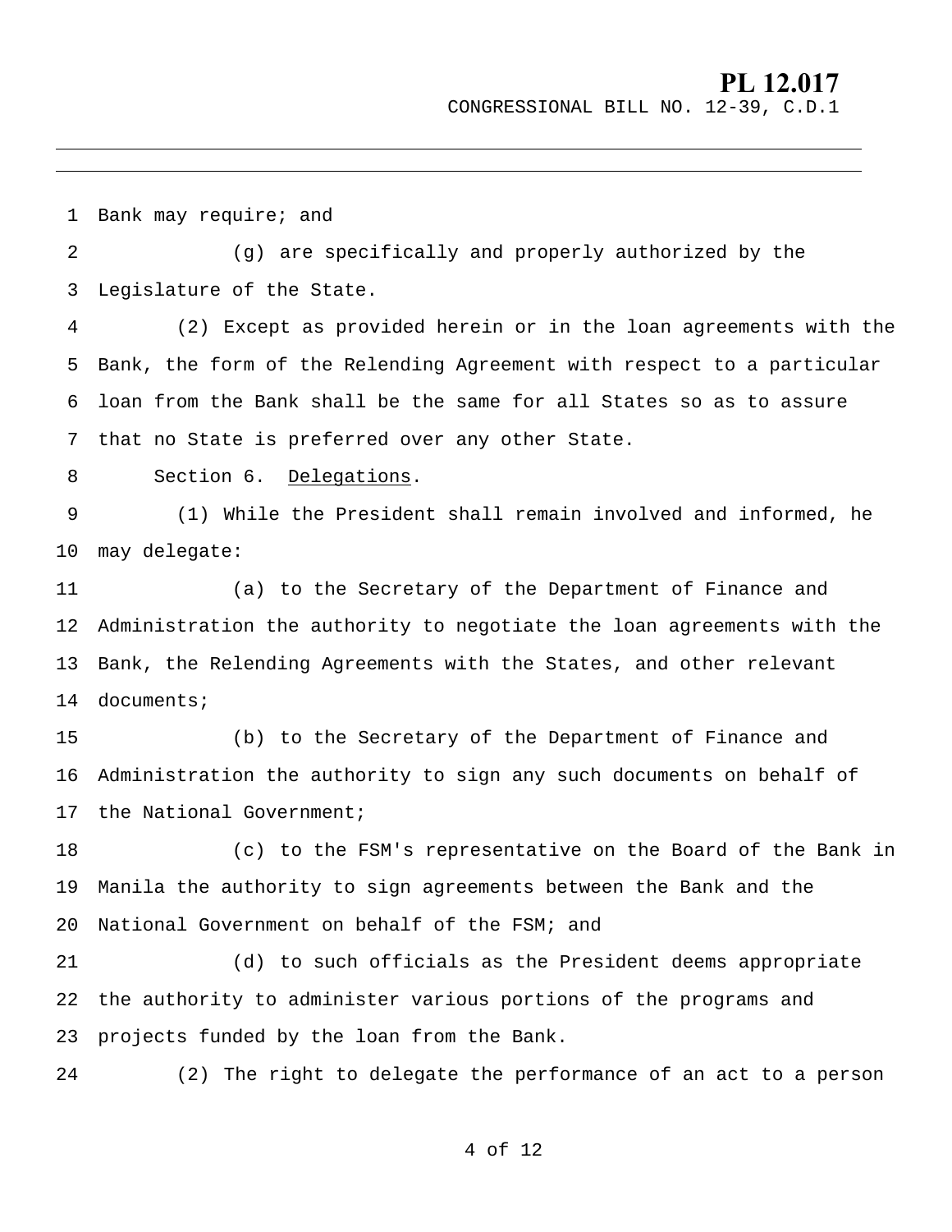Bank may require; and

(g) are specifically and properly authorized by the Legislature of the State.

(2) Except as provided herein or in the loan agreements with the Bank, the form of the Relending Agreement with respect to a particular loan from the Bank shall be the same for all States so as to assure that no State is preferred over any other State.

Section 6. Delegations.

(1) While the President shall remain involved and informed, he may delegate:

(a) to the Secretary of the Department of Finance and Administration the authority to negotiate the loan agreements with the Bank, the Relending Agreements with the States, and other relevant documents;

(b) to the Secretary of the Department of Finance and Administration the authority to sign any such documents on behalf of the National Government;

(c) to the FSM's representative on the Board of the Bank in Manila the authority to sign agreements between the Bank and the National Government on behalf of the FSM; and

(d) to such officials as the President deems appropriate the authority to administer various portions of the programs and projects funded by the loan from the Bank.

(2) The right to delegate the performance of an act to a person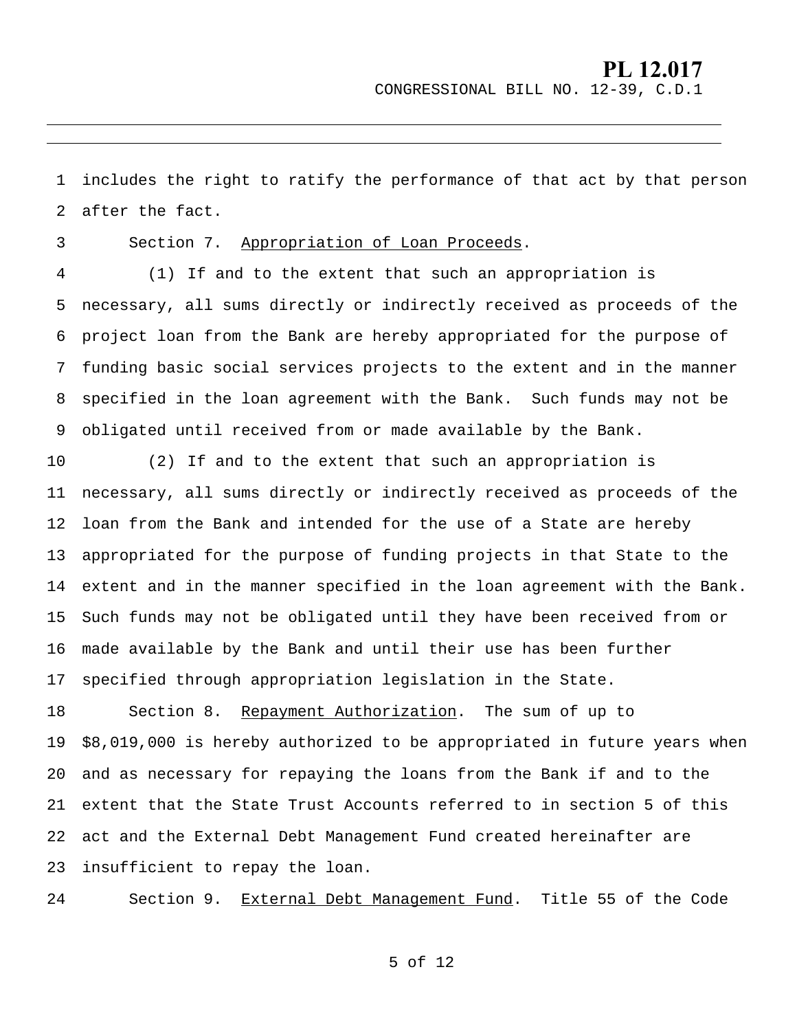includes the right to ratify the performance of that act by that person after the fact.

Section 7. Appropriation of Loan Proceeds.

(1) If and to the extent that such an appropriation is necessary, all sums directly or indirectly received as proceeds of the project loan from the Bank are hereby appropriated for the purpose of funding basic social services projects to the extent and in the manner specified in the loan agreement with the Bank. Such funds may not be obligated until received from or made available by the Bank.

(2) If and to the extent that such an appropriation is necessary, all sums directly or indirectly received as proceeds of the loan from the Bank and intended for the use of a State are hereby appropriated for the purpose of funding projects in that State to the extent and in the manner specified in the loan agreement with the Bank. Such funds may not be obligated until they have been received from or made available by the Bank and until their use has been further specified through appropriation legislation in the State.

Section 8. Repayment Authorization. The sum of up to $8,019,000 is hereby authorized to be appropriated in future years when and as necessary for repaying the loans from the Bank if and to the extent that the State Trust Accounts referred to in section 5 of this act and the External Debt Management Fund created hereinafter are insufficient to repay the loan.

Section 9. External Debt Management Fund. Title 55 of the Code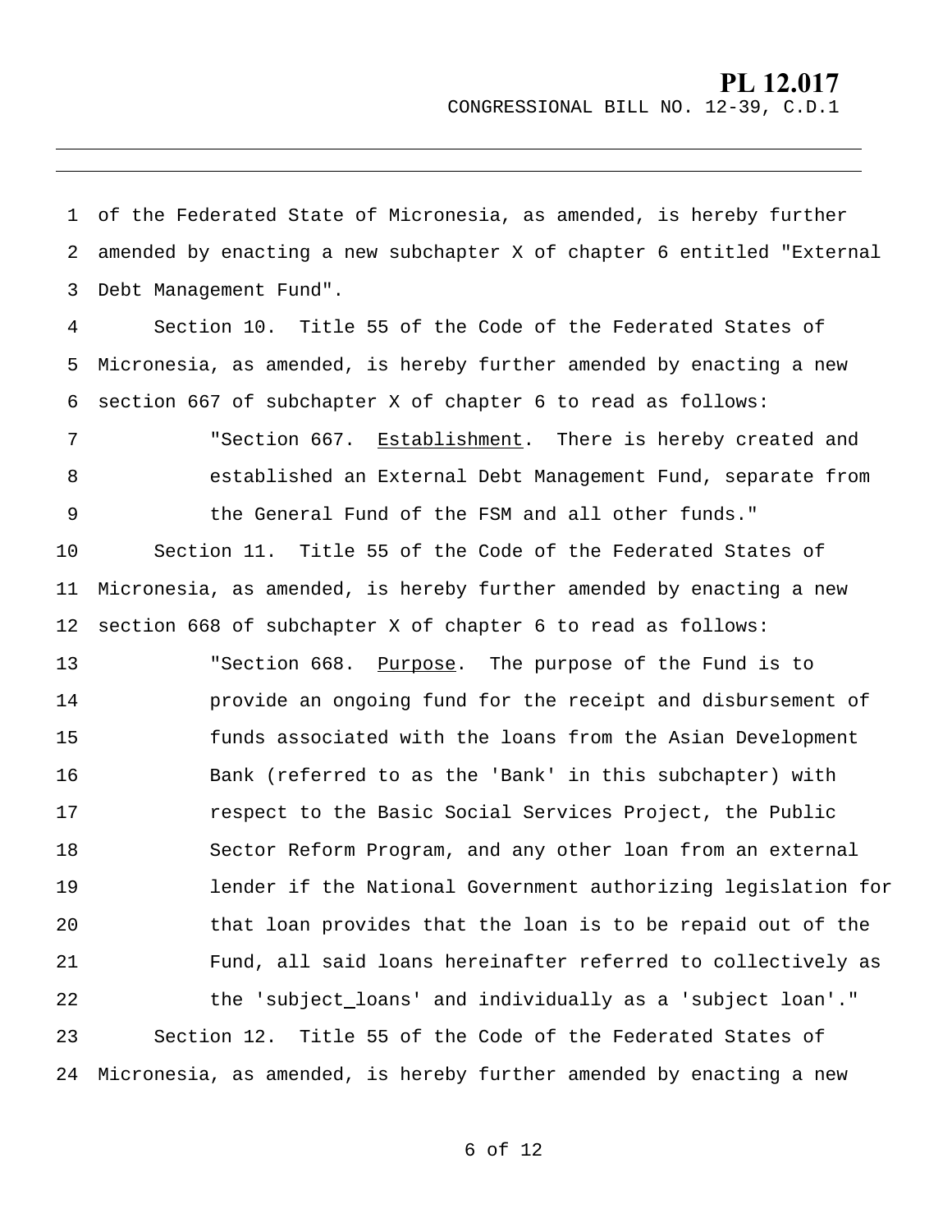of the Federated State of Micronesia, as amended, is hereby further amended by enacting a new subchapter X of chapter 6 entitled "External Debt Management Fund".

Section 10. Title 55 of the Code of the Federated States of Micronesia, as amended, is hereby further amended by enacting a new section 667 of subchapter X of chapter 6 to read as follows:

> "Section 667. Establishment. There is hereby created and established an External Debt Management Fund, separate from the General Fund of the FSM and all other funds."

Section 11. Title 55 of the Code of the Federated States of Micronesia, as amended, is hereby further amended by enacting a new section 668 of subchapter X of chapter 6 to read as follows:

> "Section 668. Purpose. The purpose of the Fund is to provide an ongoing fund for the receipt and disbursement of funds associated with the loans from the Asian Development Bank (referred to as the 'Bank' in this subchapter) with respect to the Basic Social Services Project, the Public Sector Reform Program, and any other loan from an external lender if the National Government authorizing legislation for that loan provides that the loan is to be repaid out of the Fund, all said loans hereinafter referred to collectively as the 'subject_loans' and individually as a 'subject loan'."

Section 12. Title 55 of the Code of the Federated States of Micronesia, as amended, is hereby further amended by enacting a new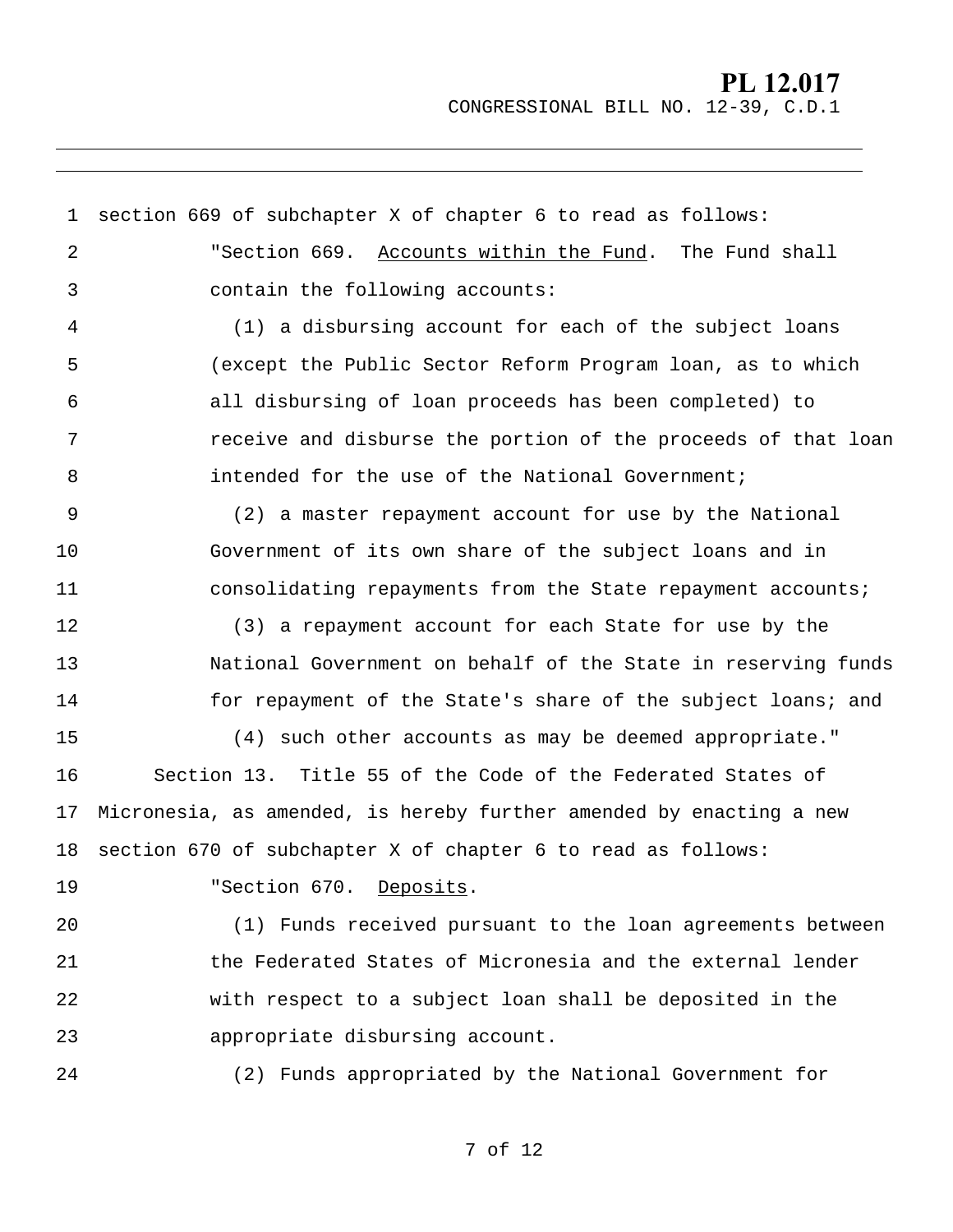section 669 of subchapter X of chapter 6 to read as follows:

"Section 669. <u>Accounts within the Fund</u>. The Fund shall contain the following accounts:

(1) a disbursing account for each of the subject loans (except the Public Sector Reform Program loan, as to which all disbursing of loan proceeds has been completed) to receive and disburse the portion of the proceeds of that loan intended for the use of the National Government;

(2) a master repayment account for use by the National Government of its own share of the subject loans and in consolidating repayments from the State repayment accounts;

(3) a repayment account for each State for use by the National Government on behalf of the State in reserving funds for repayment of the State's share of the subject loans; and

(4) such other accounts as may be deemed appropriate."

Section 13. Title 55 of the Code of the Federated States of Micronesia, as amended, is hereby further amended by enacting a new section 670 of subchapter X of chapter 6 to read as follows:

"Section 670. <u>Deposits</u>.

(1) Funds received pursuant to the loan agreements between the Federated States of Micronesia and the external lender with respect to a subject loan shall be deposited in the appropriate disbursing account.

(2) Funds appropriated by the National Government for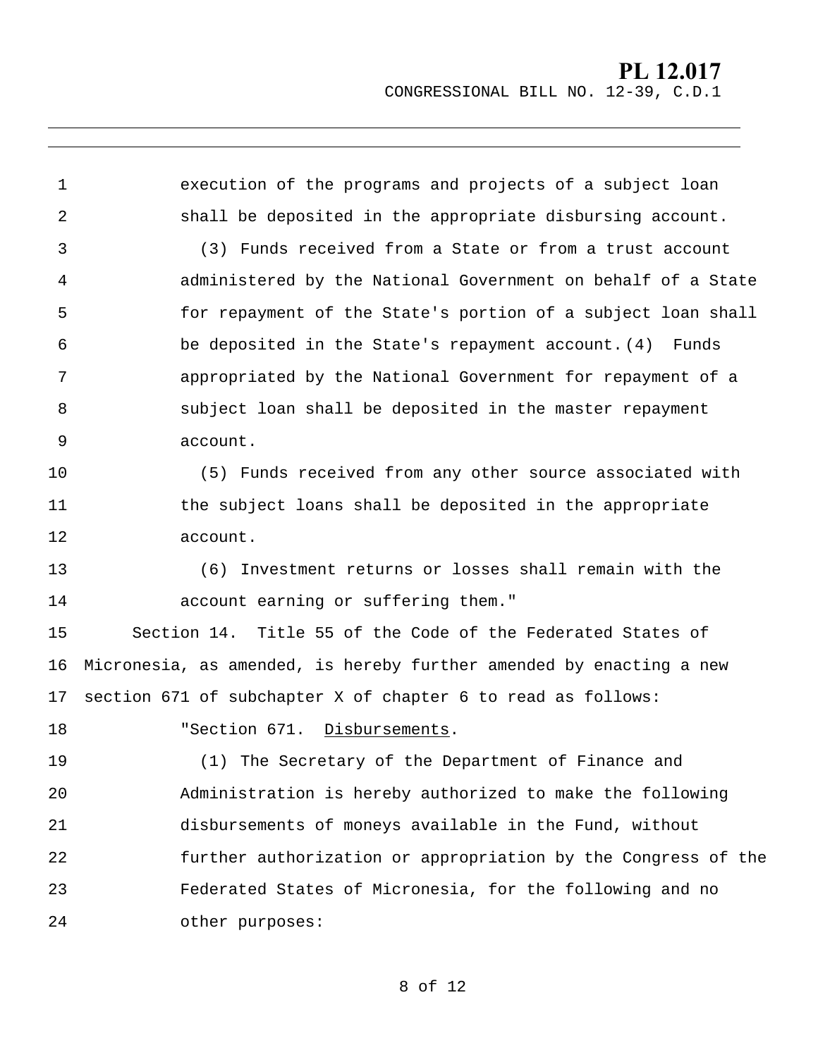execution of the programs and projects of a subject loan shall be deposited in the appropriate disbursing account.

(3) Funds received from a State or from a trust account administered by the National Government on behalf of a State for repayment of the State's portion of a subject loan shall be deposited in the State's repayment account.(4) Funds appropriated by the National Government for repayment of a subject loan shall be deposited in the master repayment account.

(5) Funds received from any other source associated with the subject loans shall be deposited in the appropriate account.

(6) Investment returns or losses shall remain with the account earning or suffering them."

Section 14. Title 55 of the Code of the Federated States of Micronesia, as amended, is hereby further amended by enacting a new section 671 of subchapter X of chapter 6 to read as follows:

"Section 671. Disbursements.

(1) The Secretary of the Department of Finance and Administration is hereby authorized to make the following disbursements of moneys available in the Fund, without further authorization or appropriation by the Congress of the Federated States of Micronesia, for the following and no other purposes: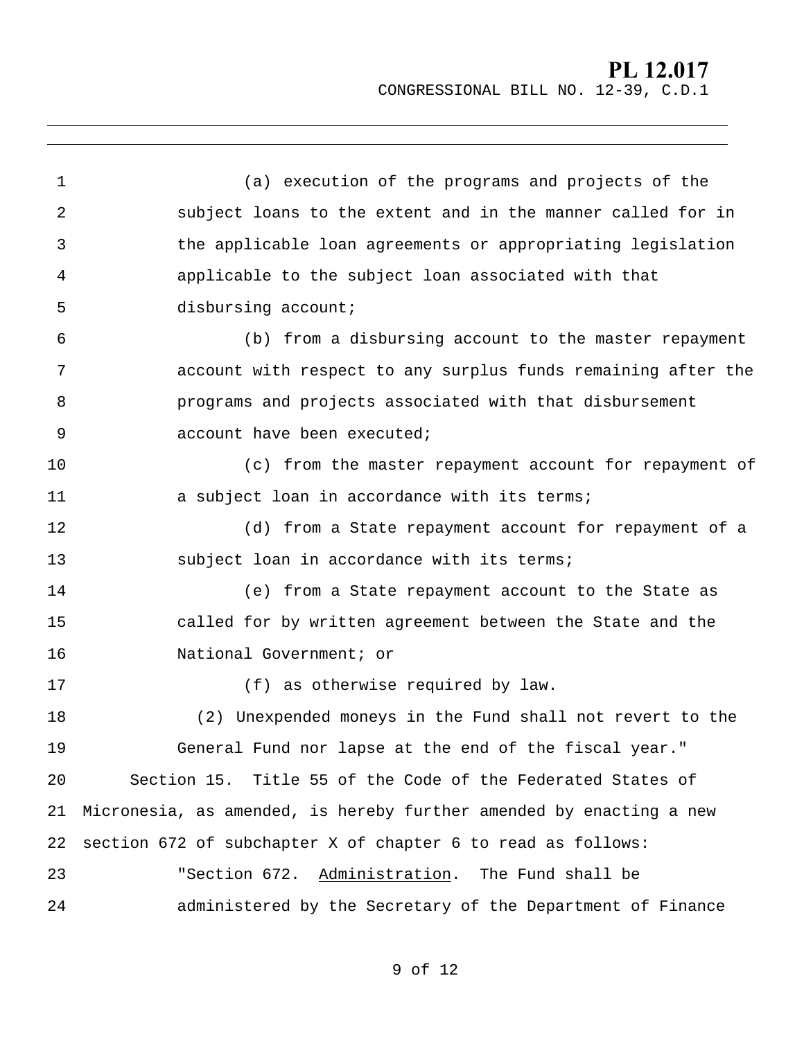(a) execution of the programs and projects of the subject loans to the extent and in the manner called for in the applicable loan agreements or appropriating legislation applicable to the subject loan associated with that disbursing account;

(b) from a disbursing account to the master repayment account with respect to any surplus funds remaining after the programs and projects associated with that disbursement account have been executed;

(c) from the master repayment account for repayment of a subject loan in accordance with its terms;

(d) from a State repayment account for repayment of a subject loan in accordance with its terms;

(e) from a State repayment account to the State as called for by written agreement between the State and the National Government; or

(f) as otherwise required by law.

(2) Unexpended moneys in the Fund shall not revert to the General Fund nor lapse at the end of the fiscal year."

Section 15. Title 55 of the Code of the Federated States of Micronesia, as amended, is hereby further amended by enacting a new section 672 of subchapter X of chapter 6 to read as follows:

"Section 672. Administration. The Fund shall be administered by the Secretary of the Department of Finance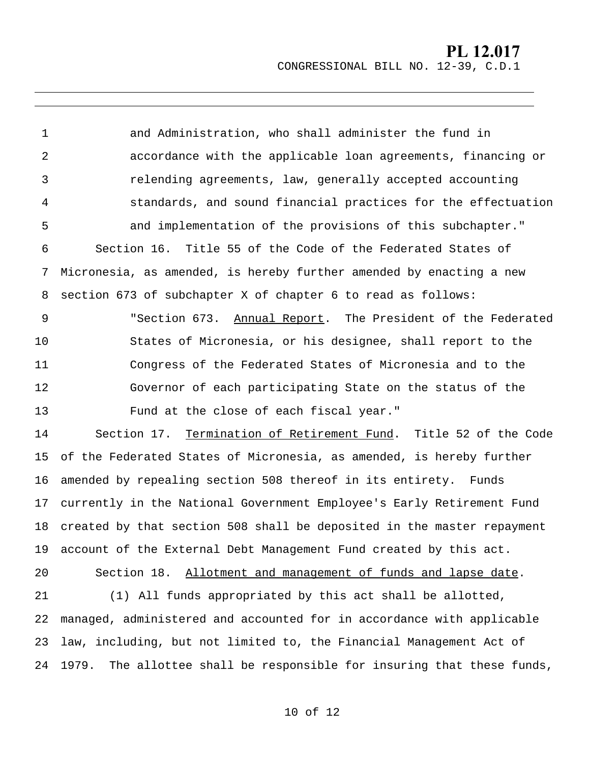and Administration, who shall administer the fund in accordance with the applicable loan agreements, financing or relending agreements, law, generally accepted accounting standards, and sound financial practices for the effectuation and implementation of the provisions of this subchapter."

Section 16. Title 55 of the Code of the Federated States of Micronesia, as amended, is hereby further amended by enacting a new section 673 of subchapter X of chapter 6 to read as follows:

"Section 673. Annual Report. The President of the Federated States of Micronesia, or his designee, shall report to the Congress of the Federated States of Micronesia and to the Governor of each participating State on the status of the Fund at the close of each fiscal year."

Section 17. Termination of Retirement Fund. Title 52 of the Code of the Federated States of Micronesia, as amended, is hereby further amended by repealing section 508 thereof in its entirety. Funds currently in the National Government Employee's Early Retirement Fund created by that section 508 shall be deposited in the master repayment account of the External Debt Management Fund created by this act.

Section 18. Allotment and management of funds and lapse date.

(1) All funds appropriated by this act shall be allotted, managed, administered and accounted for in accordance with applicable law, including, but not limited to, the Financial Management Act of 1979. The allottee shall be responsible for insuring that these funds,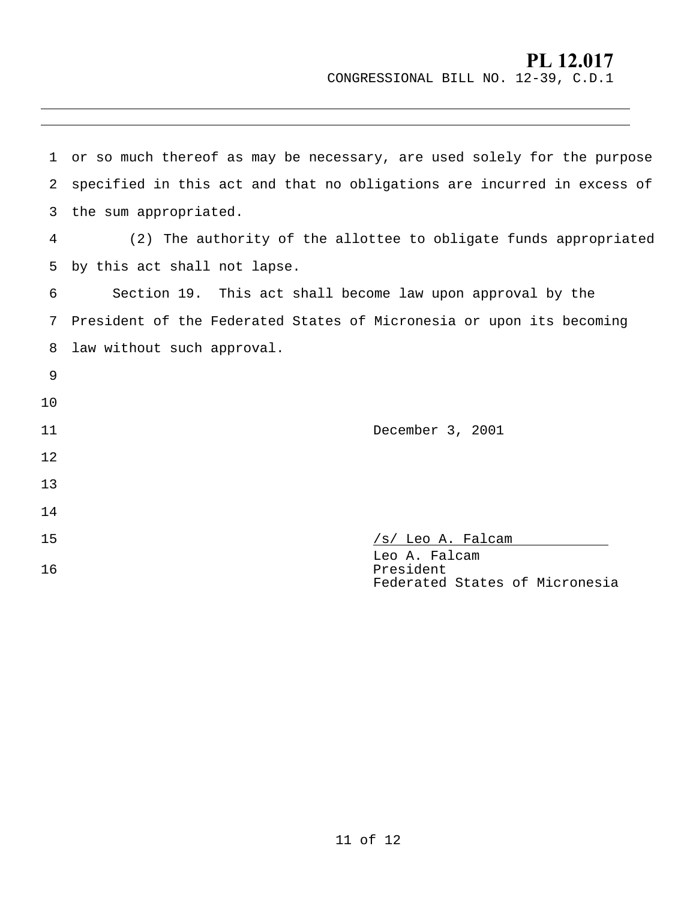or so much thereof as may be necessary, are used solely for the purpose specified in this act and that no obligations are incurred in excess of the sum appropriated.

(2) The authority of the allottee to obligate funds appropriated by this act shall not lapse.

Section 19. This act shall become law upon approval by the President of the Federated States of Micronesia or upon its becoming law without such approval.

December 3, 2001

/s/ Leo A. Falcam

Leo A. Falcam
President
Federated States of Micronesia